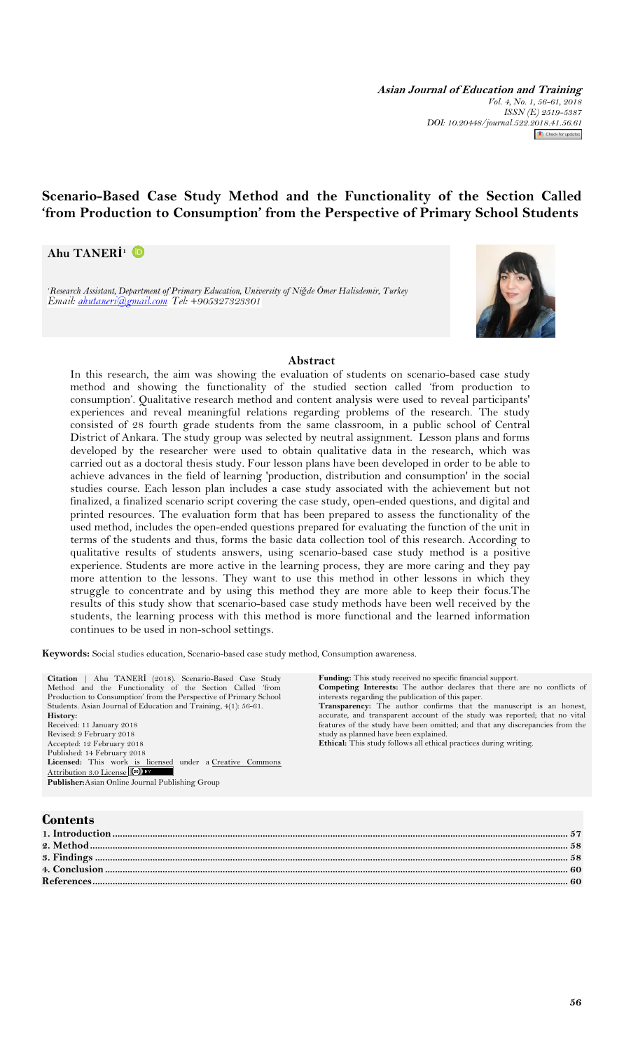# Scenario-Based Case Study Method and the Functionality of the Section Called 'from Production to Consumption' from the Perspective of Primary School Students

**Ahu TANERİ**[1]

[1]*Research Assistant, Department of Primary Education, University of Niğde Ömer Halisdemir, Turkey*
*Email: ahutaneri@gmail.com Tel: +905327323301*

## Abstract

In this research, the aim was showing the evaluation of students on scenario-based case study method and showing the functionality of the studied section called 'from production to consumption'. Qualitative research method and content analysis were used to reveal participants' experiences and reveal meaningful relations regarding problems of the research. The study consisted of 28 fourth grade students from the same classroom, in a public school of Central District of Ankara. The study group was selected by neutral assignment. Lesson plans and forms developed by the researcher were used to obtain qualitative data in the research, which was carried out as a doctoral thesis study. Four lesson plans have been developed in order to be able to achieve advances in the field of learning 'production, distribution and consumption' in the social studies course. Each lesson plan includes a case study associated with the achievement but not finalized, a finalized scenario script covering the case study, open-ended questions, and digital and printed resources. The evaluation form that has been prepared to assess the functionality of the used method, includes the open-ended questions prepared for evaluating the function of the unit in terms of the students and thus, forms the basic data collection tool of this research. According to qualitative results of students answers, using scenario-based case study method is a positive experience. Students are more active in the learning process, they are more caring and they pay more attention to the lessons. They want to use this method in other lessons in which they struggle to concentrate and by using this method they are more able to keep their focus.The results of this study show that scenario-based case study methods have been well received by the students, the learning process with this method is more functional and the learned information continues to be used in non-school settings.

**Keywords:** Social studies education, Scenario-based case study method, Consumption awareness.

**Citation** | Ahu TANERİ (2018). Scenario-Based Case Study Method and the Functionality of the Section Called 'from Production to Consumption' from the Perspective of Primary School Students. Asian Journal of Education and Training, 4(1): 56-61.

**History:**
Received: 11 January 2018
Revised: 9 February 2018
Accepted: 12 February 2018
Published: 14 February 2018

**Licensed:** This work is licensed under a Creative Commons Attribution 3.0 License

**Publisher:** Asian Online Journal Publishing Group

**Funding:** This study received no specific financial support.

**Competing Interests:** The author declares that there are no conflicts of interests regarding the publication of this paper.

**Transparency:** The author confirms that the manuscript is an honest, accurate, and transparent account of the study was reported; that no vital features of the study have been omitted; and that any discrepancies from the study as planned have been explained.

**Ethical:** This study follows all ethical practices during writing.

## Contents

1. Introduction .......... 57
2. Method .......... 58
3. Findings .......... 58
4. Conclusion .......... 60
References .......... 60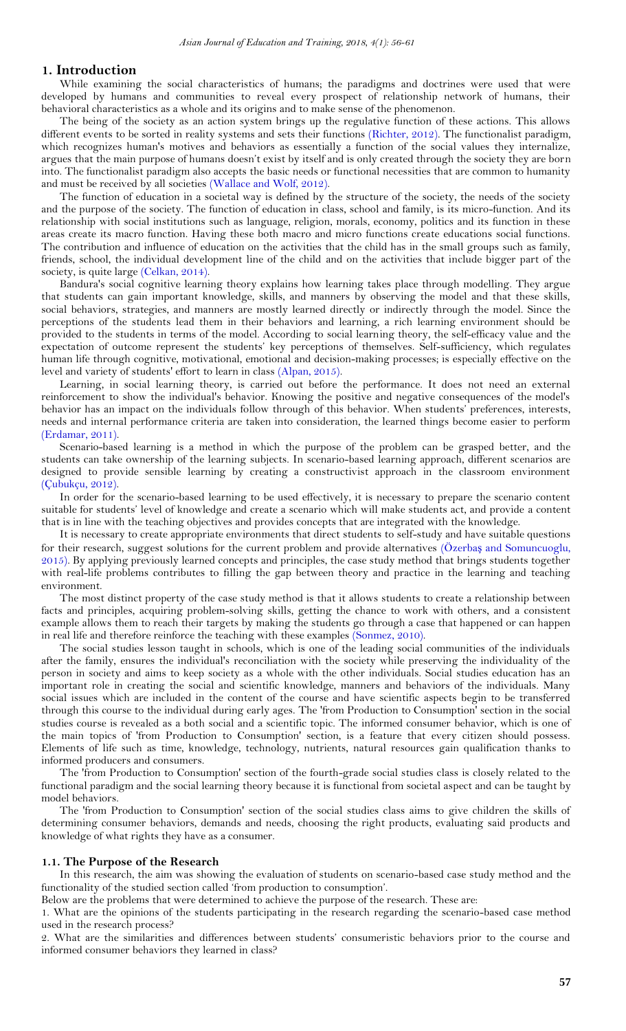## 1. Introduction

While examining the social characteristics of humans; the paradigms and doctrines were used that were developed by humans and communities to reveal every prospect of relationship network of humans, their behavioral characteristics as a whole and its origins and to make sense of the phenomenon.

The being of the society as an action system brings up the regulative function of these actions. This allows different events to be sorted in reality systems and sets their functions (Richter, 2012). The functionalist paradigm, which recognizes human's motives and behaviors as essentially a function of the social values they internalize, argues that the main purpose of humans doesn't exist by itself and is only created through the society they are born into. The functionalist paradigm also accepts the basic needs or functional necessities that are common to humanity and must be received by all societies (Wallace and Wolf, 2012).

The function of education in a societal way is defined by the structure of the society, the needs of the society and the purpose of the society. The function of education in class, school and family, is its micro-function. And its relationship with social institutions such as language, religion, morals, economy, politics and its function in these areas create its macro function. Having these both macro and micro functions create educations social functions. The contribution and influence of education on the activities that the child has in the small groups such as family, friends, school, the individual development line of the child and on the activities that include bigger part of the society, is quite large (Celkan, 2014).

Bandura's social cognitive learning theory explains how learning takes place through modelling. They argue that students can gain important knowledge, skills, and manners by observing the model and that these skills, social behaviors, strategies, and manners are mostly learned directly or indirectly through the model. Since the perceptions of the students lead them in their behaviors and learning, a rich learning environment should be provided to the students in terms of the model. According to social learning theory, the self-efficacy value and the expectation of outcome represent the students' key perceptions of themselves. Self-sufficiency, which regulates human life through cognitive, motivational, emotional and decision-making processes; is especially effective on the level and variety of students' effort to learn in class (Alpan, 2015).

Learning, in social learning theory, is carried out before the performance. It does not need an external reinforcement to show the individual's behavior. Knowing the positive and negative consequences of the model's behavior has an impact on the individuals follow through of this behavior. When students' preferences, interests, needs and internal performance criteria are taken into consideration, the learned things become easier to perform (Erdamar, 2011).

Scenario-based learning is a method in which the purpose of the problem can be grasped better, and the students can take ownership of the learning subjects. In scenario-based learning approach, different scenarios are designed to provide sensible learning by creating a constructivist approach in the classroom environment (Çubukçu, 2012).

In order for the scenario-based learning to be used effectively, it is necessary to prepare the scenario content suitable for students' level of knowledge and create a scenario which will make students act, and provide a content that is in line with the teaching objectives and provides concepts that are integrated with the knowledge.

It is necessary to create appropriate environments that direct students to self-study and have suitable questions for their research, suggest solutions for the current problem and provide alternatives (Özerbaş and Somuncuoglu, 2015). By applying previously learned concepts and principles, the case study method that brings students together with real-life problems contributes to filling the gap between theory and practice in the learning and teaching environment.

The most distinct property of the case study method is that it allows students to create a relationship between facts and principles, acquiring problem-solving skills, getting the chance to work with others, and a consistent example allows them to reach their targets by making the students go through a case that happened or can happen in real life and therefore reinforce the teaching with these examples (Sonmez, 2010).

The social studies lesson taught in schools, which is one of the leading social communities of the individuals after the family, ensures the individual's reconciliation with the society while preserving the individuality of the person in society and aims to keep society as a whole with the other individuals. Social studies education has an important role in creating the social and scientific knowledge, manners and behaviors of the individuals. Many social issues which are included in the content of the course and have scientific aspects begin to be transferred through this course to the individual during early ages. The 'from Production to Consumption' section in the social studies course is revealed as a both social and a scientific topic. The informed consumer behavior, which is one of the main topics of 'from Production to Consumption' section, is a feature that every citizen should possess. Elements of life such as time, knowledge, technology, nutrients, natural resources gain qualification thanks to informed producers and consumers.

The 'from Production to Consumption' section of the fourth-grade social studies class is closely related to the functional paradigm and the social learning theory because it is functional from societal aspect and can be taught by model behaviors.

The 'from Production to Consumption' section of the social studies class aims to give children the skills of determining consumer behaviors, demands and needs, choosing the right products, evaluating said products and knowledge of what rights they have as a consumer.

### 1.1. The Purpose of the Research

In this research, the aim was showing the evaluation of students on scenario-based case study method and the functionality of the studied section called 'from production to consumption'.

Below are the problems that were determined to achieve the purpose of the research. These are:

1. What are the opinions of the students participating in the research regarding the scenario-based case method used in the research process?
2. What are the similarities and differences between students' consumeristic behaviors prior to the course and informed consumer behaviors they learned in class?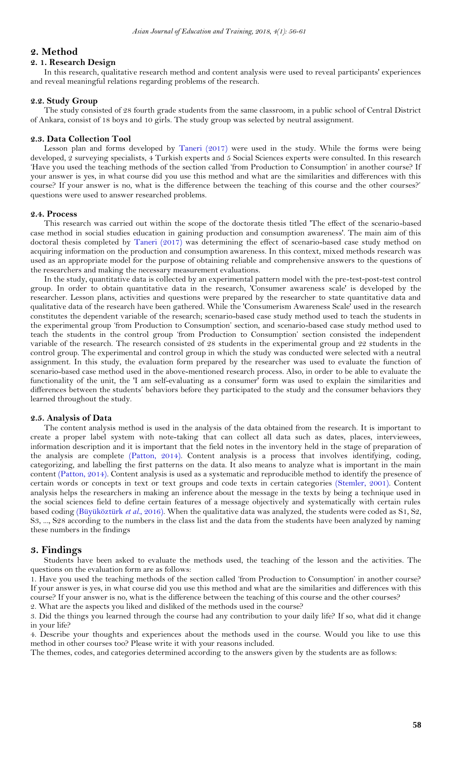## 2. Method

### 2. 1. Research Design

In this research, qualitative research method and content analysis were used to reveal participants' experiences and reveal meaningful relations regarding problems of the research.

### 2.2. Study Group

The study consisted of 28 fourth grade students from the same classroom, in a public school of Central District of Ankara, consist of 18 boys and 10 girls. The study group was selected by neutral assignment.

### 2.3. Data Collection Tool

Lesson plan and forms developed by Taneri (2017) were used in the study. While the forms were being developed, 2 surveying specialists, 4 Turkish experts and 5 Social Sciences experts were consulted. In this research 'Have you used the teaching methods of the section called 'from Production to Consumption' in another course? If your answer is yes, in what course did you use this method and what are the similarities and differences with this course? If your answer is no, what is the difference between the teaching of this course and the other courses?' questions were used to answer researched problems.

### 2.4. Process

This research was carried out within the scope of the doctorate thesis titled 'The effect of the scenario-based case method in social studies education in gaining production and consumption awareness'. The main aim of this doctoral thesis completed by Taneri (2017) was determining the effect of scenario-based case study method on acquiring information on the production and consumption awareness. In this context, mixed methods research was used as an appropriate model for the purpose of obtaining reliable and comprehensive answers to the questions of the researchers and making the necessary measurement evaluations.

In the study, quantitative data is collected by an experimental pattern model with the pre-test-post-test control group. In order to obtain quantitative data in the research, 'Consumer awareness scale' is developed by the researcher. Lesson plans, activities and questions were prepared by the researcher to state quantitative data and qualitative data of the research have been gathered. While the 'Consumerism Awareness Scale' used in the research constitutes the dependent variable of the research; scenario-based case study method used to teach the students in the experimental group 'from Production to Consumption' section, and scenario-based case study method used to teach the students in the control group 'from Production to Consumption' section consisted the independent variable of the research. The research consisted of 28 students in the experimental group and 22 students in the control group. The experimental and control group in which the study was conducted were selected with a neutral assignment. In this study, the evaluation form prepared by the researcher was used to evaluate the function of scenario-based case method used in the above-mentioned research process. Also, in order to be able to evaluate the functionality of the unit, the 'I am self-evaluating as a consumer' form was used to explain the similarities and differences between the students' behaviors before they participated to the study and the consumer behaviors they learned throughout the study.

### 2.5. Analysis of Data

The content analysis method is used in the analysis of the data obtained from the research. It is important to create a proper label system with note-taking that can collect all data such as dates, places, interviewees, information description and it is important that the field notes in the inventory held in the stage of preparation of the analysis are complete (Patton, 2014). Content analysis is a process that involves identifying, coding, categorizing, and labelling the first patterns on the data. It also means to analyze what is important in the main content (Patton, 2014). Content analysis is used as a systematic and reproducible method to identify the presence of certain words or concepts in text or text groups and code texts in certain categories (Stemler, 2001). Content analysis helps the researchers in making an inference about the message in the texts by being a technique used in the social sciences field to define certain features of a message objectively and systematically with certain rules based coding (Büyüköztürk *et al.*, 2016). When the qualitative data was analyzed, the students were coded as S1, S2, S3, ..., S28 according to the numbers in the class list and the data from the students have been analyzed by naming these numbers in the findings

## 3. Findings

Students have been asked to evaluate the methods used, the teaching of the lesson and the activities. The questions on the evaluation form are as follows:

1. Have you used the teaching methods of the section called 'from Production to Consumption' in another course? If your answer is yes, in what course did you use this method and what are the similarities and differences with this course? If your answer is no, what is the difference between the teaching of this course and the other courses?
2. What are the aspects you liked and disliked of the methods used in the course?
3. Did the things you learned through the course had any contribution to your daily life? If so, what did it change in your life?
4. Describe your thoughts and experiences about the methods used in the course. Would you like to use this method in other courses too? Please write it with your reasons included.

The themes, codes, and categories determined according to the answers given by the students are as follows: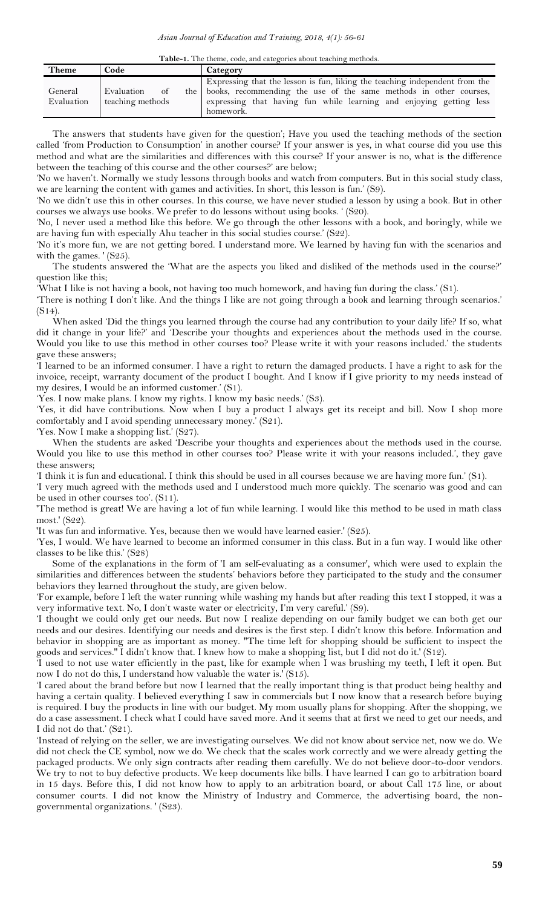**Table-1.** The theme, code, and categories about teaching methods.

| Theme | Code | Category |
|---|---|---|
| General Evaluation | Evaluation of the teaching methods | Expressing that the lesson is fun, liking the teaching independent from the books, recommending the use of the same methods in other courses, expressing that having fun while learning and enjoying getting less homework. |

The answers that students have given for the question'; Have you used the teaching methods of the section called 'from Production to Consumption' in another course? If your answer is yes, in what course did you use this method and what are the similarities and differences with this course? If your answer is no, what is the difference between the teaching of this course and the other courses?' are below;

'No we haven't. Normally we study lessons through books and watch from computers. But in this social study class, we are learning the content with games and activities. In short, this lesson is fun.' (S9).

'No we didn't use this in other courses. In this course, we have never studied a lesson by using a book. But in other courses we always use books. We prefer to do lessons without using books. ' (S20).

'No, I never used a method like this before. We go through the other lessons with a book, and boringly, while we are having fun with especially Ahu teacher in this social studies course.' (S22).

'No it's more fun, we are not getting bored. I understand more. We learned by having fun with the scenarios and with the games. ' (S25).

The students answered the 'What are the aspects you liked and disliked of the methods used in the course?' question like this;

'What I like is not having a book, not having too much homework, and having fun during the class.' (S1).

'There is nothing I don't like. And the things I like are not going through a book and learning through scenarios.' (S14).

When asked 'Did the things you learned through the course had any contribution to your daily life? If so, what did it change in your life?' and 'Describe your thoughts and experiences about the methods used in the course. Would you like to use this method in other courses too? Please write it with your reasons included.' the students gave these answers;

'I learned to be an informed consumer. I have a right to return the damaged products. I have a right to ask for the invoice, receipt, warranty document of the product I bought. And I know if I give priority to my needs instead of my desires, I would be an informed customer.' (S1).

'Yes. I now make plans. I know my rights. I know my basic needs.' (S3).

'Yes, it did have contributions. Now when I buy a product I always get its receipt and bill. Now I shop more comfortably and I avoid spending unnecessary money.' (S21).

'Yes. Now I make a shopping list.' (S27).

When the students are asked 'Describe your thoughts and experiences about the methods used in the course. Would you like to use this method in other courses too? Please write it with your reasons included.', they gave these answers;

'I think it is fun and educational. I think this should be used in all courses because we are having more fun.' (S1).

'I very much agreed with the methods used and I understood much more quickly. The scenario was good and can be used in other courses too'. (S11).

'The method is great! We are having a lot of fun while learning. I would like this method to be used in math class most.' (S22).

'It was fun and informative. Yes, because then we would have learned easier.' (S25).

'Yes, I would. We have learned to become an informed consumer in this class. But in a fun way. I would like other classes to be like this.' (S28)

Some of the explanations in the form of 'I am self-evaluating as a consumer', which were used to explain the similarities and differences between the students' behaviors before they participated to the study and the consumer behaviors they learned throughout the study, are given below.

'For example, before I left the water running while washing my hands but after reading this text I stopped, it was a very informative text. No, I don't waste water or electricity, I'm very careful.' (S9).

'I thought we could only get our needs. But now I realize depending on our family budget we can both get our needs and our desires. Identifying our needs and desires is the first step. I didn't know this before. Information and behavior in shopping are as important as money. "The time left for shopping should be sufficient to inspect the goods and services." I didn't know that. I knew how to make a shopping list, but I did not do it.' (S12).

'I used to not use water efficiently in the past, like for example when I was brushing my teeth, I left it open. But now I do not do this, I understand how valuable the water is.' (S15).

'I cared about the brand before but now I learned that the really important thing is that product being healthy and having a certain quality. I believed everything I saw in commercials but I now know that a research before buying is required. I buy the products in line with our budget. My mom usually plans for shopping. After the shopping, we do a case assessment. I check what I could have saved more. And it seems that at first we need to get our needs, and I did not do that.' (S21).

'Instead of relying on the seller, we are investigating ourselves. We did not know about service net, now we do. We did not check the CE symbol, now we do. We check that the scales work correctly and we were already getting the packaged products. We only sign contracts after reading them carefully. We do not believe door-to-door vendors. We try to not to buy defective products. We keep documents like bills. I have learned I can go to arbitration board in 15 days. Before this, I did not know how to apply to an arbitration board, or about Call 175 line, or about consumer courts. I did not know the Ministry of Industry and Commerce, the advertising board, the non-governmental organizations. ' (S23).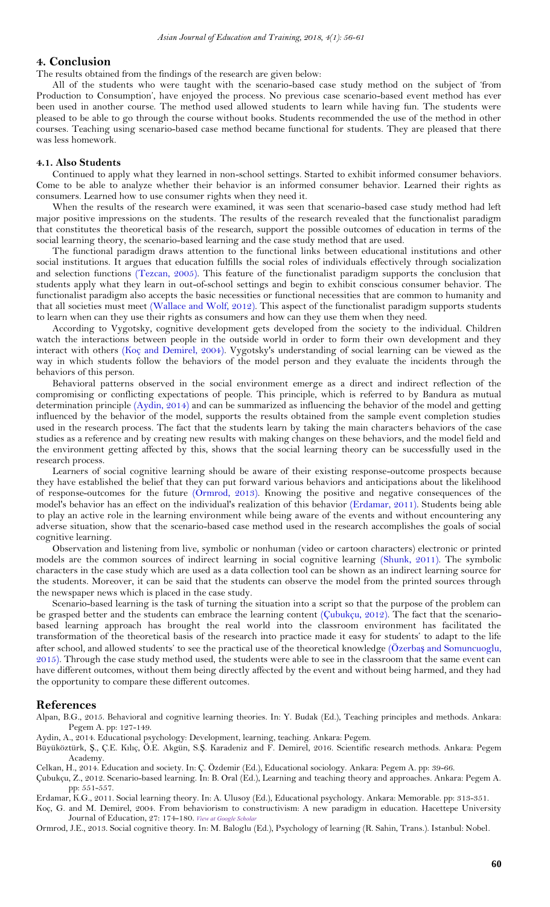## 4. Conclusion

The results obtained from the findings of the research are given below:

All of the students who were taught with the scenario-based case study method on the subject of 'from Production to Consumption', have enjoyed the process. No previous case scenario-based event method has ever been used in another course. The method used allowed students to learn while having fun. The students were pleased to be able to go through the course without books. Students recommended the use of the method in other courses. Teaching using scenario-based case method became functional for students. They are pleased that there was less homework.

### 4.1. Also Students

Continued to apply what they learned in non-school settings. Started to exhibit informed consumer behaviors. Come to be able to analyze whether their behavior is an informed consumer behavior. Learned their rights as consumers. Learned how to use consumer rights when they need it.

When the results of the research were examined, it was seen that scenario-based case study method had left major positive impressions on the students. The results of the research revealed that the functionalist paradigm that constitutes the theoretical basis of the research, support the possible outcomes of education in terms of the social learning theory, the scenario-based learning and the case study method that are used.

The functional paradigm draws attention to the functional links between educational institutions and other social institutions. It argues that education fulfills the social roles of individuals effectively through socialization and selection functions (Tezcan, 2005). This feature of the functionalist paradigm supports the conclusion that students apply what they learn in out-of-school settings and begin to exhibit conscious consumer behavior. The functionalist paradigm also accepts the basic necessities or functional necessities that are common to humanity and that all societies must meet (Wallace and Wolf, 2012). This aspect of the functionalist paradigm supports students to learn when can they use their rights as consumers and how can they use them when they need.

According to Vygotsky, cognitive development gets developed from the society to the individual. Children watch the interactions between people in the outside world in order to form their own development and they interact with others (Koç and Demirel, 2004). Vygotsky's understanding of social learning can be viewed as the way in which students follow the behaviors of the model person and they evaluate the incidents through the behaviors of this person.

Behavioral patterns observed in the social environment emerge as a direct and indirect reflection of the compromising or conflicting expectations of people. This principle, which is referred to by Bandura as mutual determination principle (Aydin, 2014) and can be summarized as influencing the behavior of the model and getting influenced by the behavior of the model, supports the results obtained from the sample event completion studies used in the research process. The fact that the students learn by taking the main characters behaviors of the case studies as a reference and by creating new results with making changes on these behaviors, and the model field and the environment getting affected by this, shows that the social learning theory can be successfully used in the research process.

Learners of social cognitive learning should be aware of their existing response-outcome prospects because they have established the belief that they can put forward various behaviors and anticipations about the likelihood of response-outcomes for the future (Ormrod, 2013). Knowing the positive and negative consequences of the model's behavior has an effect on the individual's realization of this behavior (Erdamar, 2011). Students being able to play an active role in the learning environment while being aware of the events and without encountering any adverse situation, show that the scenario-based case method used in the research accomplishes the goals of social cognitive learning.

Observation and listening from live, symbolic or nonhuman (video or cartoon characters) electronic or printed models are the common sources of indirect learning in social cognitive learning (Shunk, 2011). The symbolic characters in the case study which are used as a data collection tool can be shown as an indirect learning source for the students. Moreover, it can be said that the students can observe the model from the printed sources through the newspaper news which is placed in the case study.

Scenario-based learning is the task of turning the situation into a script so that the purpose of the problem can be grasped better and the students can embrace the learning content (Çubukçu, 2012). The fact that the scenario-based learning approach has brought the real world into the classroom environment has facilitated the transformation of the theoretical basis of the research into practice made it easy for students' to adapt to the life after school, and allowed students' to see the practical use of the theoretical knowledge (Özerbaş and Somuncuoglu, 2015). Through the case study method used, the students were able to see in the classroom that the same event can have different outcomes, without them being directly affected by the event and without being harmed, and they had the opportunity to compare these different outcomes.

## References

Alpan, B.G., 2015. Behavioral and cognitive learning theories. In: Y. Budak (Ed.), Teaching principles and methods. Ankara: Pegem A. pp: 127-149.

Aydin, A., 2014. Educational psychology: Development, learning, teaching. Ankara: Pegem.

Büyüköztürk, Ş., Ç.E. Kılıç, Ö.E. Akgün, S.Ş. Karadeniz and F. Demirel, 2016. Scientific research methods. Ankara: Pegem Academy.

Celkan, H., 2014. Education and society. In: Ç. Özdemir (Ed.), Educational sociology. Ankara: Pegem A. pp: 39-66.

Çubukçu, Z., 2012. Scenario-based learning. In: B. Oral (Ed.), Learning and teaching theory and approaches. Ankara: Pegem A. pp: 551-557.

Erdamar, K.G., 2011. Social learning theory. In: A. Ulusoy (Ed.), Educational psychology. Ankara: Memorable. pp: 313-351.

Koç, G. and M. Demirel, 2004. From behaviorism to constructivism: A new paradigm in education. Hacettepe University Journal of Education, 27: 174-180. View at Google Scholar

Ormrod, J.E., 2013. Social cognitive theory. In: M. Baloglu (Ed.), Psychology of learning (R. Sahin, Trans.). Istanbul: Nobel.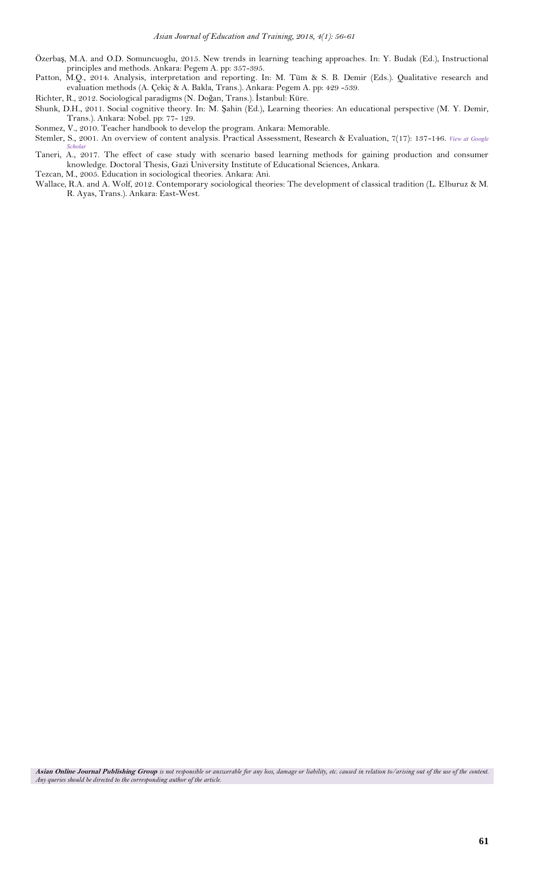Özerbaş, M.A. and O.D. Somuncuoglu, 2015. New trends in learning teaching approaches. In: Y. Budak (Ed.), Instructional principles and methods. Ankara: Pegem A. pp: 357-395.

Patton, M.Q., 2014. Analysis, interpretation and reporting. In: M. Tüm & S. B. Demir (Eds.). Qualitative research and evaluation methods (A. Çekiç & A. Bakla, Trans.). Ankara: Pegem A. pp: 429 -539.

Richter, R., 2012. Sociological paradigms (N. Doğan, Trans.). İstanbul: Küre.

Shunk, D.H., 2011. Social cognitive theory. In: M. Şahin (Ed.), Learning theories: An educational perspective (M. Y. Demir, Trans.). Ankara: Nobel. pp: 77- 129.

Sonmez, V., 2010. Teacher handbook to develop the program. Ankara: Memorable.

Stemler, S., 2001. An overview of content analysis. Practical Assessment, Research & Evaluation, 7(17): 137-146. *View at Google Scholar*

Taneri, A., 2017. The effect of case study with scenario based learning methods for gaining production and consumer knowledge. Doctoral Thesis, Gazi University Institute of Educational Sciences, Ankara.

Tezcan, M., 2005. Education in sociological theories. Ankara: Ani.

Wallace, R.A. and A. Wolf, 2012. Contemporary sociological theories: The development of classical tradition (L. Elburuz & M. R. Ayas, Trans.). Ankara: East-West.

***Asian Online Journal Publishing Group*** *is not responsible or answerable for any loss, damage or liability, etc. caused in relation to/arising out of the use of the content. Any queries should be directed to the corresponding author of the article.*